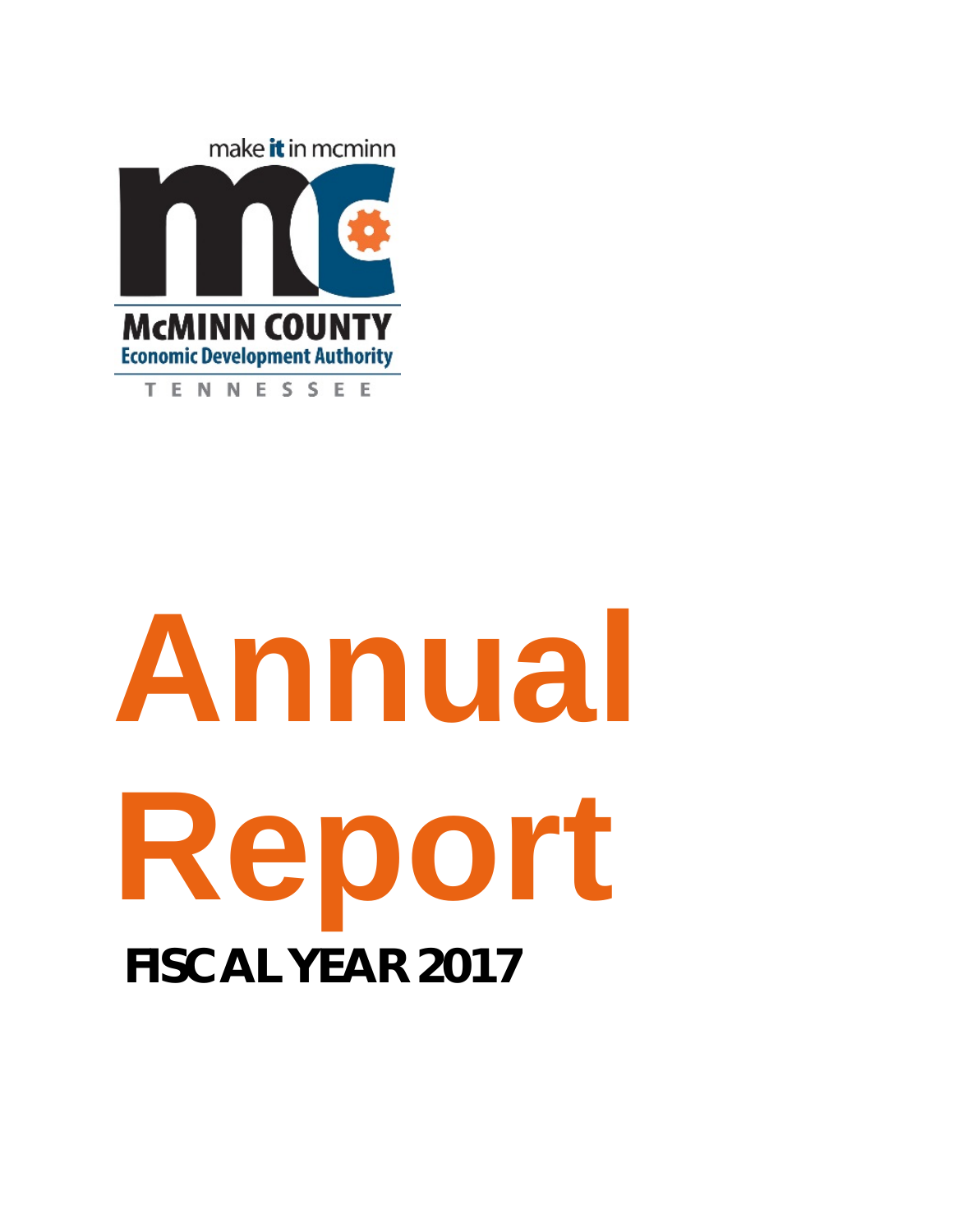make it in mcminn

MCMINN COUNTY
Economic Development Authority
TENNESSEE

# Annual Report

**FISCAL YEAR 2017**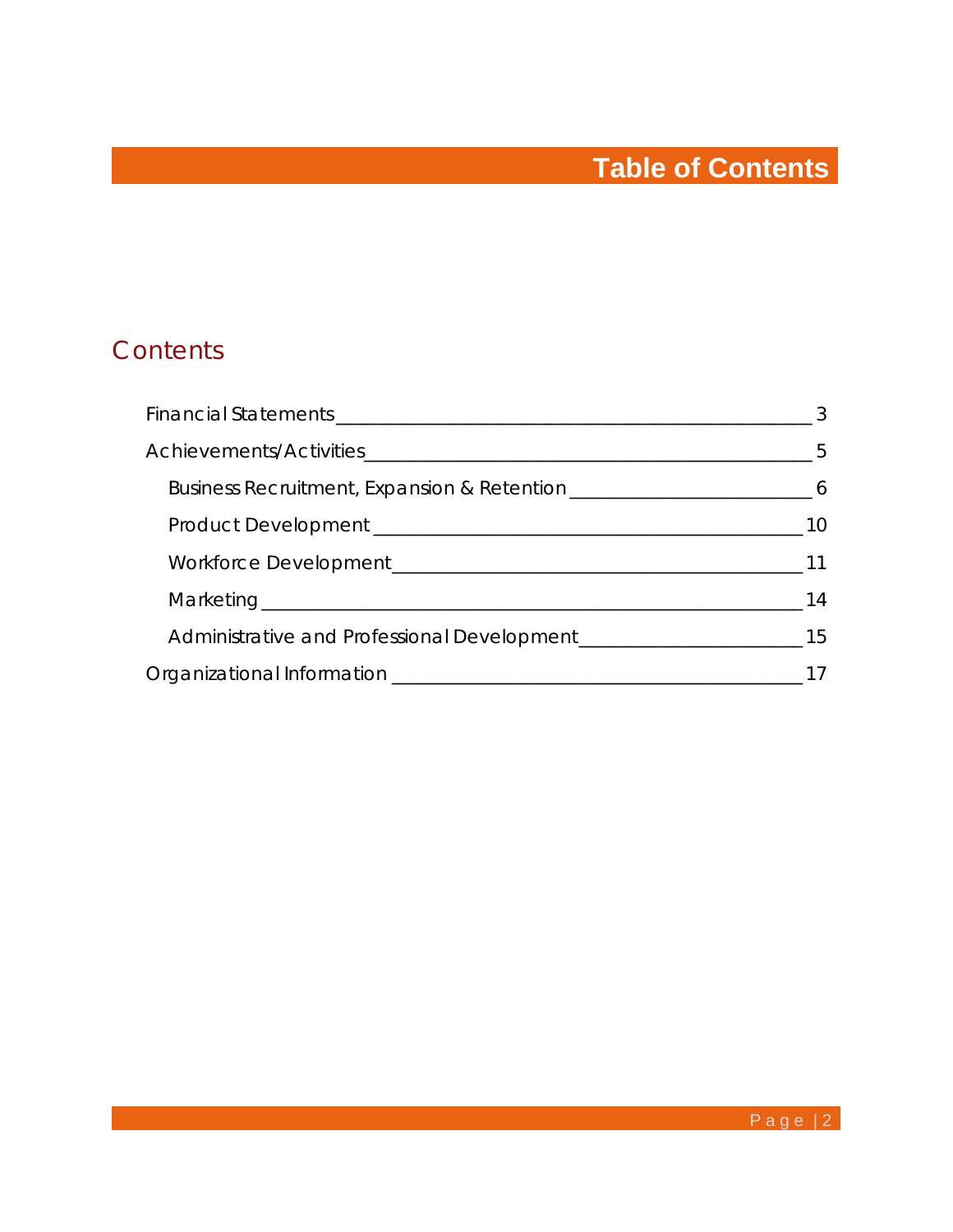# Table of Contents

## Contents

- Financial Statements ........ 3
- Achievements/Activities ........ 5
  - Business Recruitment, Expansion & Retention ........ 6
  - Product Development ........ 10
  - Workforce Development ........ 11
  - Marketing ........ 14
  - Administrative and Professional Development ........ 15
- Organizational Information ........ 17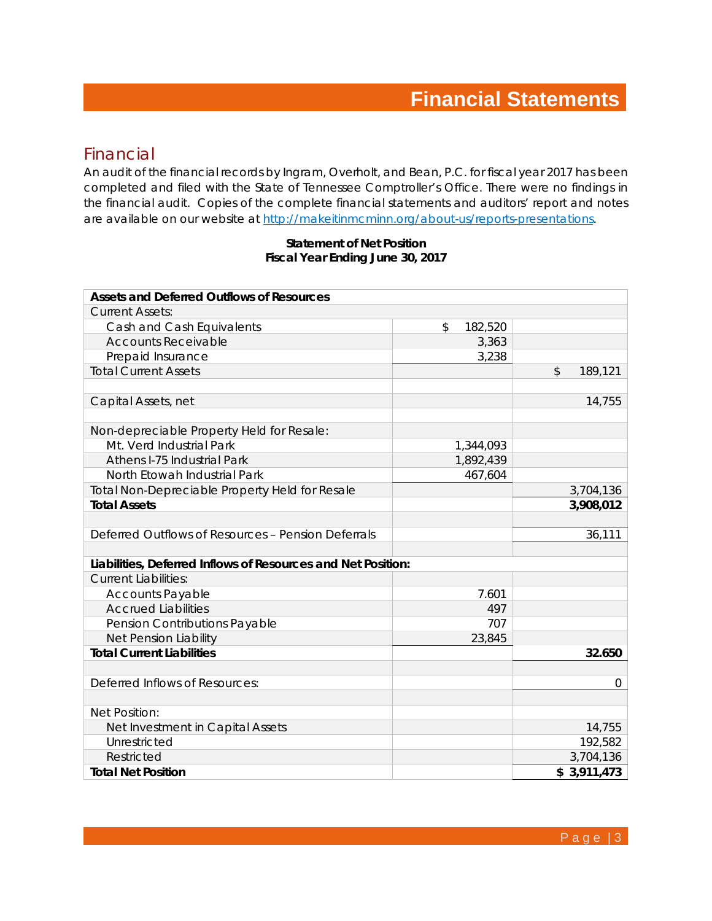# Financial Statements

## Financial

An audit of the financial records by Ingram, Overholt, and Bean, P.C. for fiscal year 2017 has been completed and filed with the State of Tennessee Comptroller's Office. There were no findings in the financial audit. Copies of the complete financial statements and auditors' report and notes are available on our website at [http://makeitinmcminn.org/about-us/reports-presentations](http://makeitinmcminn.org/about-us/reports-presentations).

**Statement of Net Position**
**Fiscal Year Ending June 30, 2017**

| **Assets and Deferred Outflows of Resources** | | |
|---|---|---|
| Current Assets: | | |
| Cash and Cash Equivalents | $ 182,520 | |
| Accounts Receivable | 3,363 | |
| Prepaid Insurance | 3,238 | |
| Total Current Assets | | $ 189,121 |
| | | |
| Capital Assets, net | | 14,755 |
| | | |
| Non-depreciable Property Held for Resale: | | |
| Mt. Verd Industrial Park | 1,344,093 | |
| Athens I-75 Industrial Park | 1,892,439 | |
| North Etowah Industrial Park | 467,604 | |
| Total Non-Depreciable Property Held for Resale | | 3,704,136 |
| **Total Assets** | | **3,908,012** |
| | | |
| Deferred Outflows of Resources – Pension Deferrals | | 36,111 |
| | | |
| **Liabilities, Deferred Inflows of Resources and Net Position:** | | |
| Current Liabilities: | | |
| Accounts Payable | 7.601 | |
| Accrued Liabilities | 497 | |
| Pension Contributions Payable | 707 | |
| Net Pension Liability | 23,845 | |
| **Total Current Liabilities** | | **32.650** |
| | | |
| Deferred Inflows of Resources: | | 0 |
| | | |
| Net Position: | | |
| Net Investment in Capital Assets | | 14,755 |
| Unrestricted | | 192,582 |
| Restricted | | 3,704,136 |
| **Total Net Position** | | **$ 3,911,473** |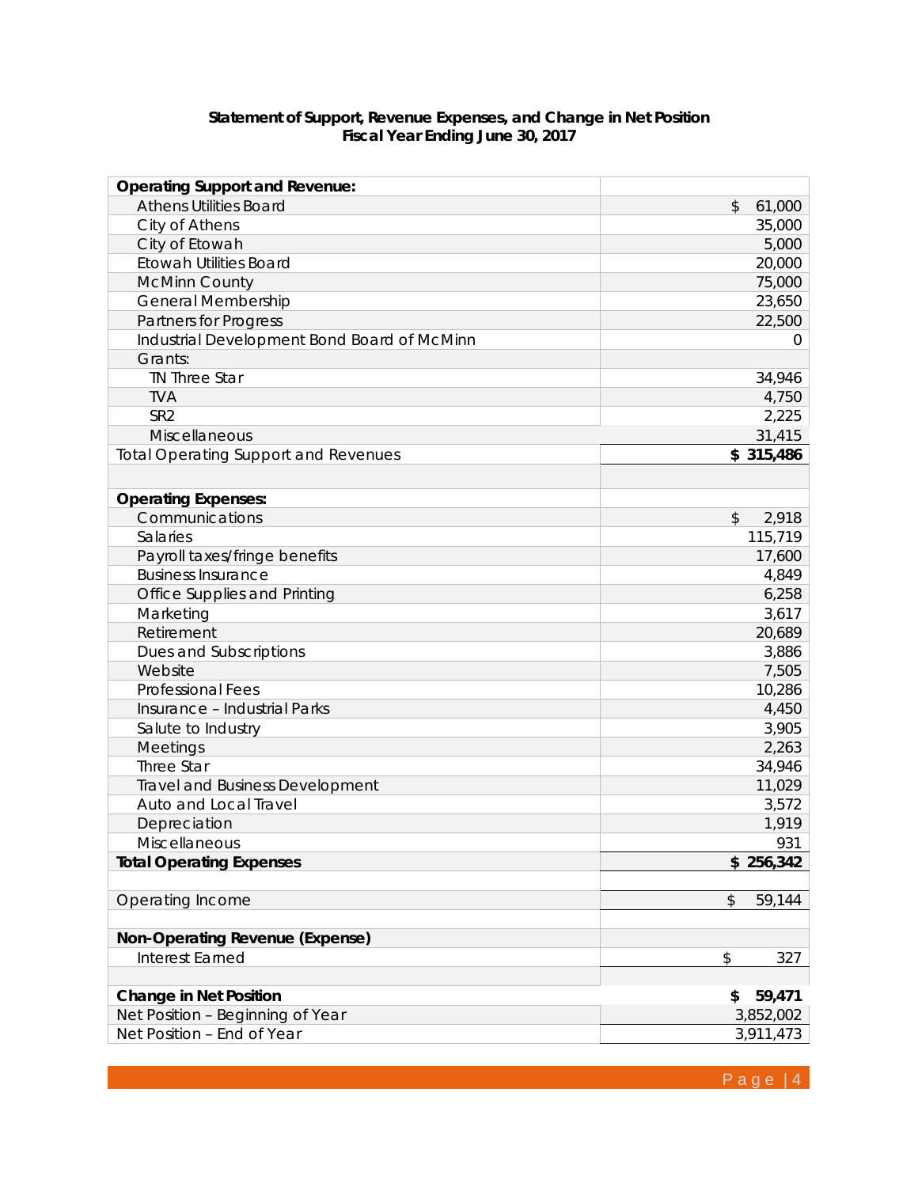**Statement of Support, Revenue Expenses, and Change in Net Position**
**Fiscal Year Ending June 30, 2017**

| | |
|---|---|
| **Operating Support and Revenue:** | |
| Athens Utilities Board | $ 61,000 |
| City of Athens | 35,000 |
| City of Etowah | 5,000 |
| Etowah Utilities Board | 20,000 |
| McMinn County | 75,000 |
| General Membership | 23,650 |
| Partners for Progress | 22,500 |
| Industrial Development Bond Board of McMinn | 0 |
| Grants: | |
| TN Three Star | 34,946 |
| TVA | 4,750 |
| SR2 | 2,225 |
| Miscellaneous | 31,415 |
| Total Operating Support and Revenues | **$ 315,486** |
| | |
| **Operating Expenses:** | |
| Communications | $ 2,918 |
| Salaries | 115,719 |
| Payroll taxes/fringe benefits | 17,600 |
| Business Insurance | 4,849 |
| Office Supplies and Printing | 6,258 |
| Marketing | 3,617 |
| Retirement | 20,689 |
| Dues and Subscriptions | 3,886 |
| Website | 7,505 |
| Professional Fees | 10,286 |
| Insurance – Industrial Parks | 4,450 |
| Salute to Industry | 3,905 |
| Meetings | 2,263 |
| Three Star | 34,946 |
| Travel and Business Development | 11,029 |
| Auto and Local Travel | 3,572 |
| Depreciation | 1,919 |
| Miscellaneous | 931 |
| **Total Operating Expenses** | **$ 256,342** |
| | |
| Operating Income | $ 59,144 |
| | |
| **Non-Operating Revenue (Expense)** | |
| Interest Earned | $ 327 |
| | |
| **Change in Net Position** | **$ 59,471** |
| Net Position – Beginning of Year | 3,852,002 |
| Net Position – End of Year | 3,911,473 |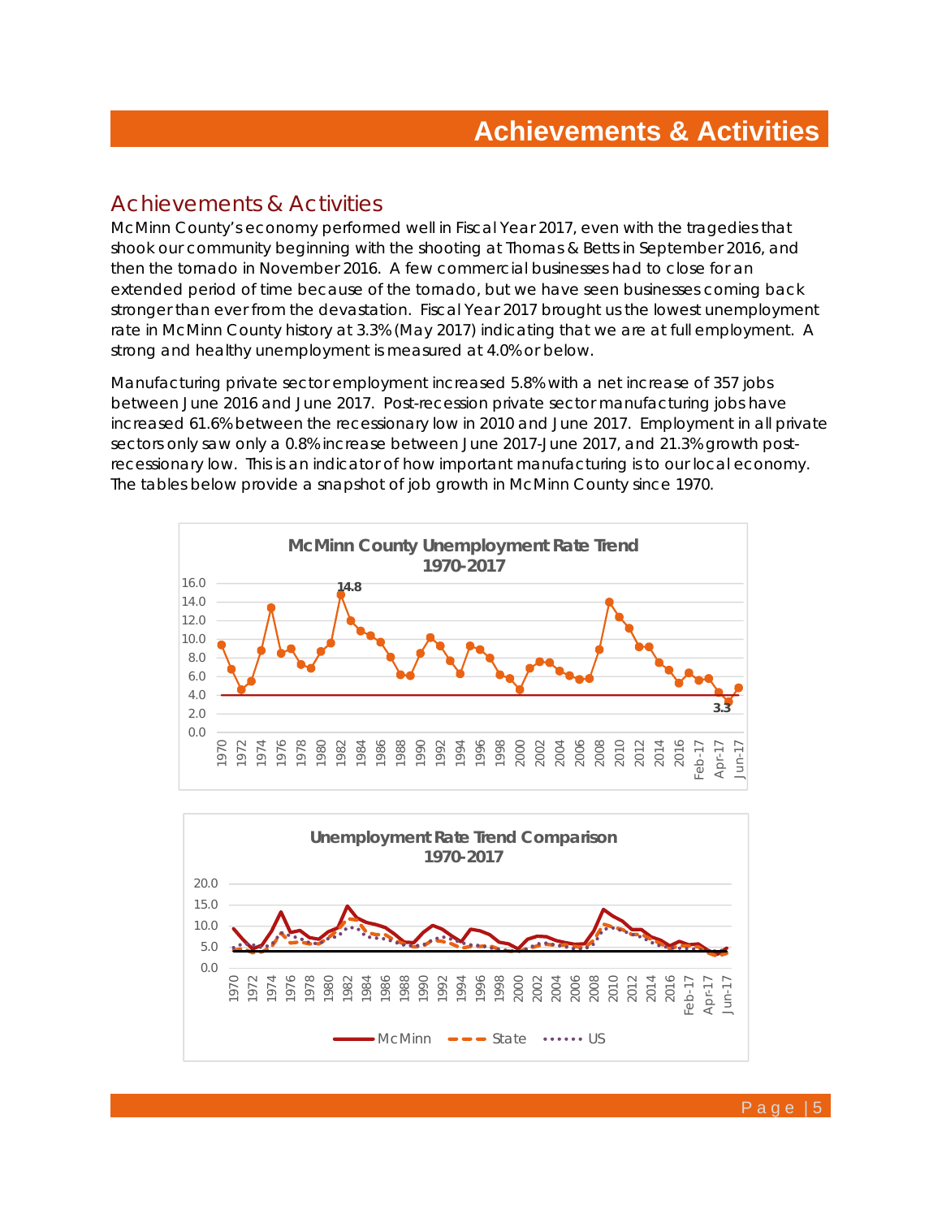# Achievements & Activities

## Achievements & Activities

McMinn County's economy performed well in Fiscal Year 2017, even with the tragedies that shook our community beginning with the shooting at Thomas & Betts in September 2016, and then the tornado in November 2016. A few commercial businesses had to close for an extended period of time because of the tornado, but we have seen businesses coming back stronger than ever from the devastation. Fiscal Year 2017 brought us the lowest unemployment rate in McMinn County history at 3.3% (May 2017) indicating that we are at full employment. A strong and healthy unemployment is measured at 4.0% or below.

Manufacturing private sector employment increased 5.8% with a net increase of 357 jobs between June 2016 and June 2017. Post-recession private sector manufacturing jobs have increased 61.6% between the recessionary low in 2010 and June 2017. Employment in all private sectors only saw only a 0.8% increase between June 2017-June 2017, and 21.3% growth post-recessionary low. This is an indicator of how important manufacturing is to our local economy. The tables below provide a snapshot of job growth in McMinn County since 1970.

**McMinn County Unemployment Rate Trend 1970-2017**

**Unemployment Rate Trend Comparison 1970-2017**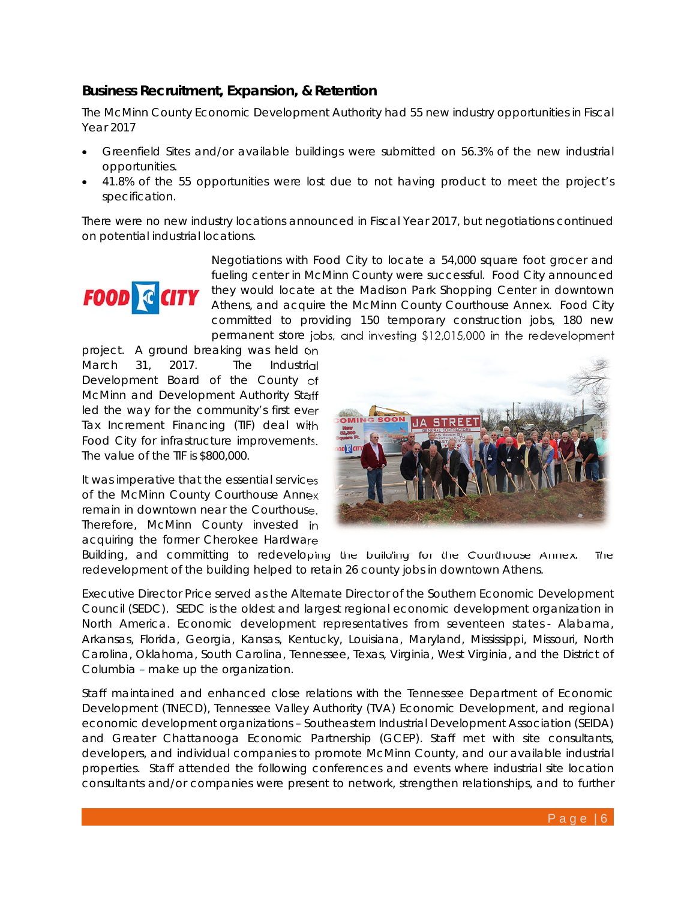## Business Recruitment, Expansion, & Retention

The McMinn County Economic Development Authority had 55 new industry opportunities in Fiscal Year 2017

- Greenfield Sites and/or available buildings were submitted on 56.3% of the new industrial opportunities.
- 41.8% of the 55 opportunities were lost due to not having product to meet the project's specification.

There were no new industry locations announced in Fiscal Year 2017, but negotiations continued on potential industrial locations.

Negotiations with Food City to locate a 54,000 square foot grocer and fueling center in McMinn County were successful. Food City announced they would locate at the Madison Park Shopping Center in downtown Athens, and acquire the McMinn County Courthouse Annex. Food City committed to providing 150 temporary construction jobs, 180 new permanent store jobs, and investing $12,015,000 in the redevelopment project. A ground breaking was held on March 31, 2017. The Industrial Development Board of the County of McMinn and Development Authority Staff led the way for the community's first ever Tax Increment Financing (TIF) deal with Food City for infrastructure improvements. The value of the TIF is $800,000.

It was imperative that the essential services of the McMinn County Courthouse Annex remain in downtown near the Courthouse. Therefore, McMinn County invested in acquiring the former Cherokee Hardware Building, and committing to redeveloping the building for the Courthouse Annex. The redevelopment of the building helped to retain 26 county jobs in downtown Athens.

Executive Director Price served as the Alternate Director of the Southern Economic Development Council (SEDC). SEDC is the oldest and largest regional economic development organization in North America. Economic development representatives from seventeen states - Alabama, Arkansas, Florida, Georgia, Kansas, Kentucky, Louisiana, Maryland, Mississippi, Missouri, North Carolina, Oklahoma, South Carolina, Tennessee, Texas, Virginia, West Virginia, and the District of Columbia – make up the organization.

Staff maintained and enhanced close relations with the Tennessee Department of Economic Development (TNECD), Tennessee Valley Authority (TVA) Economic Development, and regional economic development organizations – Southeastern Industrial Development Association (SEIDA) and Greater Chattanooga Economic Partnership (GCEP). Staff met with site consultants, developers, and individual companies to promote McMinn County, and our available industrial properties. Staff attended the following conferences and events where industrial site location consultants and/or companies were present to network, strengthen relationships, and to further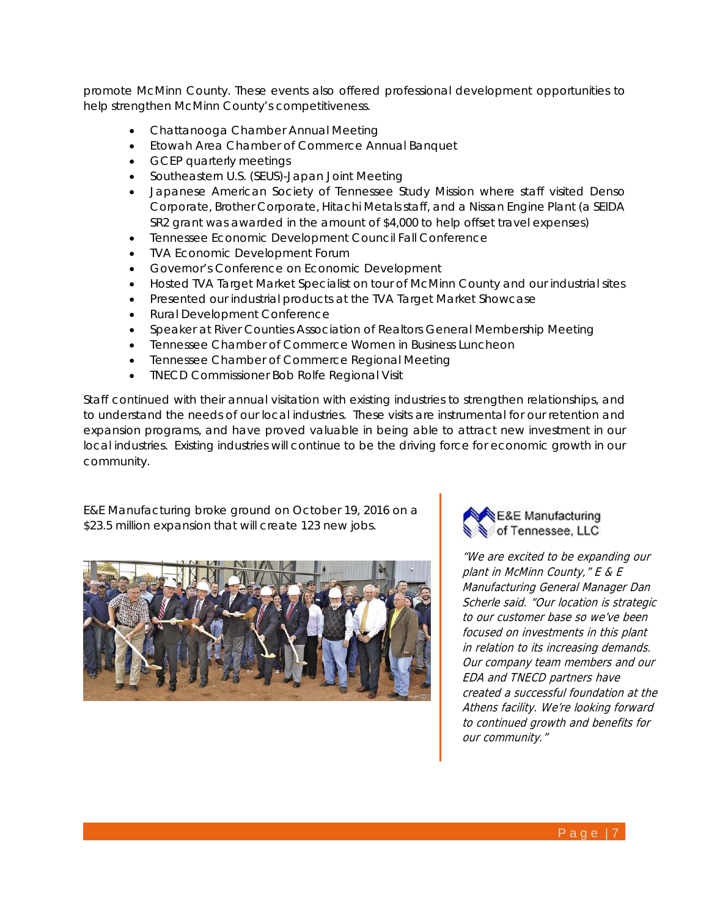promote McMinn County. These events also offered professional development opportunities to help strengthen McMinn County's competitiveness.

- Chattanooga Chamber Annual Meeting
- Etowah Area Chamber of Commerce Annual Banquet
- GCEP quarterly meetings
- Southeastern U.S. (SEUS)-Japan Joint Meeting
- Japanese American Society of Tennessee Study Mission where staff visited Denso Corporate, Brother Corporate, Hitachi Metals staff, and a Nissan Engine Plant (a SEIDA SR2 grant was awarded in the amount of $4,000 to help offset travel expenses)
- Tennessee Economic Development Council Fall Conference
- TVA Economic Development Forum
- Governor's Conference on Economic Development
- Hosted TVA Target Market Specialist on tour of McMinn County and our industrial sites
- Presented our industrial products at the TVA Target Market Showcase
- Rural Development Conference
- Speaker at River Counties Association of Realtors General Membership Meeting
- Tennessee Chamber of Commerce Women in Business Luncheon
- Tennessee Chamber of Commerce Regional Meeting
- TNECD Commissioner Bob Rolfe Regional Visit

Staff continued with their annual visitation with existing industries to strengthen relationships, and to understand the needs of our local industries. These visits are instrumental for our retention and expansion programs, and have proved valuable in being able to attract new investment in our local industries. Existing industries will continue to be the driving force for economic growth in our community.

E&E Manufacturing broke ground on October 19, 2016 on a $23.5 million expansion that will create 123 new jobs.

E&E Manufacturing of Tennessee, LLC

*"We are excited to be expanding our plant in McMinn County," E & E Manufacturing General Manager Dan Scherle said. "Our location is strategic to our customer base so we've been focused on investments in this plant in relation to its increasing demands. Our company team members and our EDA and TNECD partners have created a successful foundation at the Athens facility. We're looking forward to continued growth and benefits for our community."*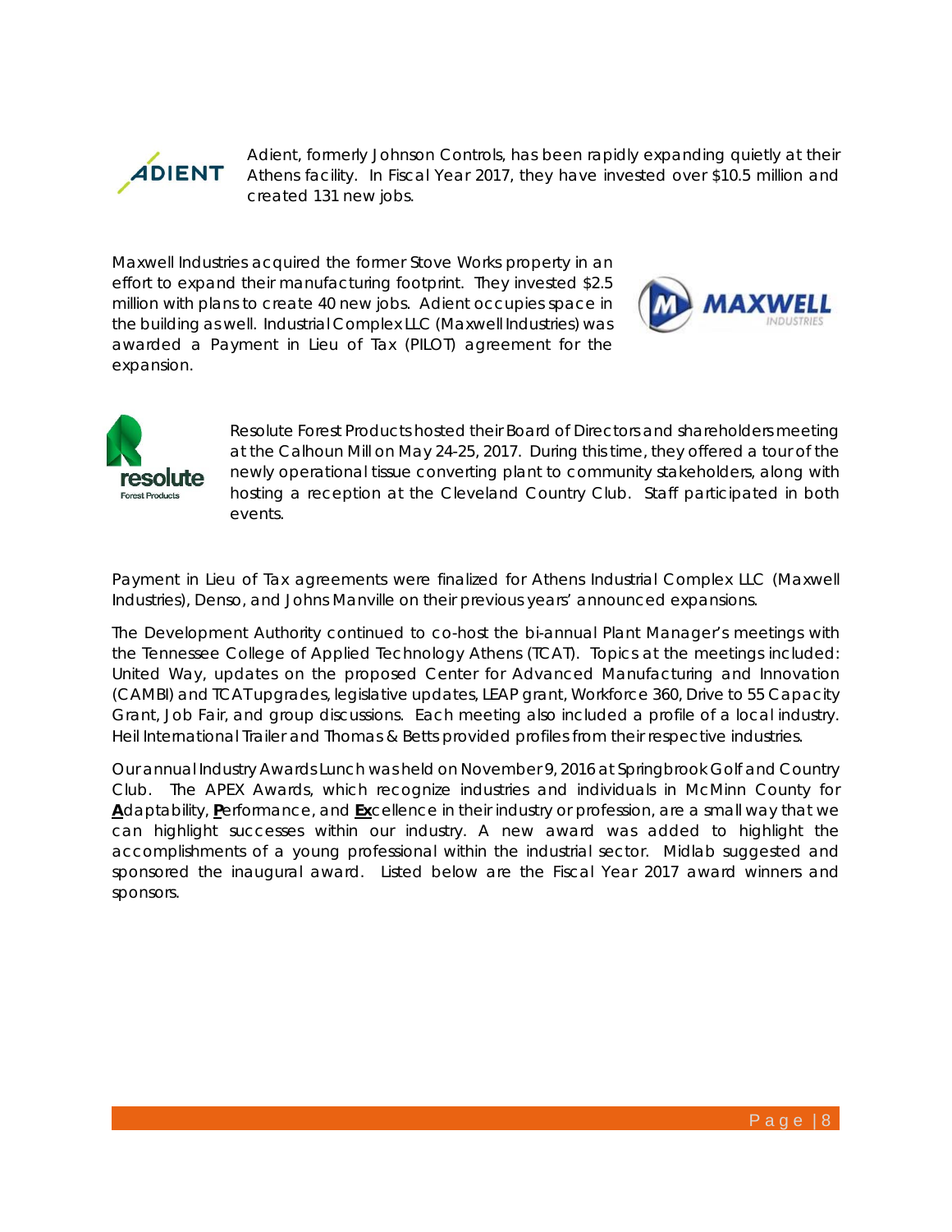Adient, formerly Johnson Controls, has been rapidly expanding quietly at their Athens facility. In Fiscal Year 2017, they have invested over $10.5 million and created 131 new jobs.

Maxwell Industries acquired the former Stove Works property in an effort to expand their manufacturing footprint. They invested $2.5 million with plans to create 40 new jobs. Adient occupies space in the building as well. Industrial Complex LLC (Maxwell Industries) was awarded a Payment in Lieu of Tax (PILOT) agreement for the expansion.

Resolute Forest Products hosted their Board of Directors and shareholders meeting at the Calhoun Mill on May 24-25, 2017. During this time, they offered a tour of the newly operational tissue converting plant to community stakeholders, along with hosting a reception at the Cleveland Country Club. Staff participated in both events.

Payment in Lieu of Tax agreements were finalized for Athens Industrial Complex LLC (Maxwell Industries), Denso, and Johns Manville on their previous years' announced expansions.

The Development Authority continued to co-host the bi-annual Plant Manager's meetings with the Tennessee College of Applied Technology Athens (TCAT). Topics at the meetings included: United Way, updates on the proposed Center for Advanced Manufacturing and Innovation (CAMBI) and TCAT upgrades, legislative updates, LEAP grant, Workforce 360, Drive to 55 Capacity Grant, Job Fair, and group discussions. Each meeting also included a profile of a local industry. Heil International Trailer and Thomas & Betts provided profiles from their respective industries.

Our annual Industry Awards Lunch was held on November 9, 2016 at Springbrook Golf and Country Club. The APEX Awards, which recognize industries and individuals in McMinn County for **A**daptability, **P**erformance, and **Ex**cellence in their industry or profession, are a small way that we can highlight successes within our industry. A new award was added to highlight the accomplishments of a young professional within the industrial sector. Midlab suggested and sponsored the inaugural award. Listed below are the Fiscal Year 2017 award winners and sponsors.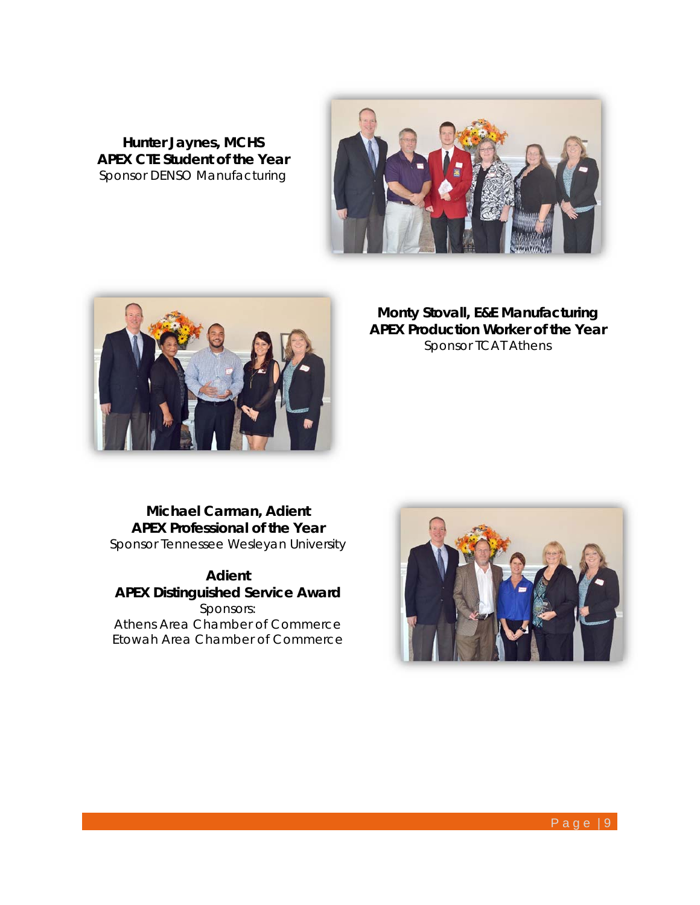**Hunter Jaynes, MCHS**
**APEX CTE Student of the Year**
Sponsor DENSO Manufacturing

**Monty Stovall, E&E Manufacturing**
**APEX Production Worker of the Year**
Sponsor TCAT Athens

**Michael Carman, Adient**
**APEX Professional of the Year**
Sponsor Tennessee Wesleyan University

**Adient**
**APEX Distinguished Service Award**
Sponsors:
Athens Area Chamber of Commerce
Etowah Area Chamber of Commerce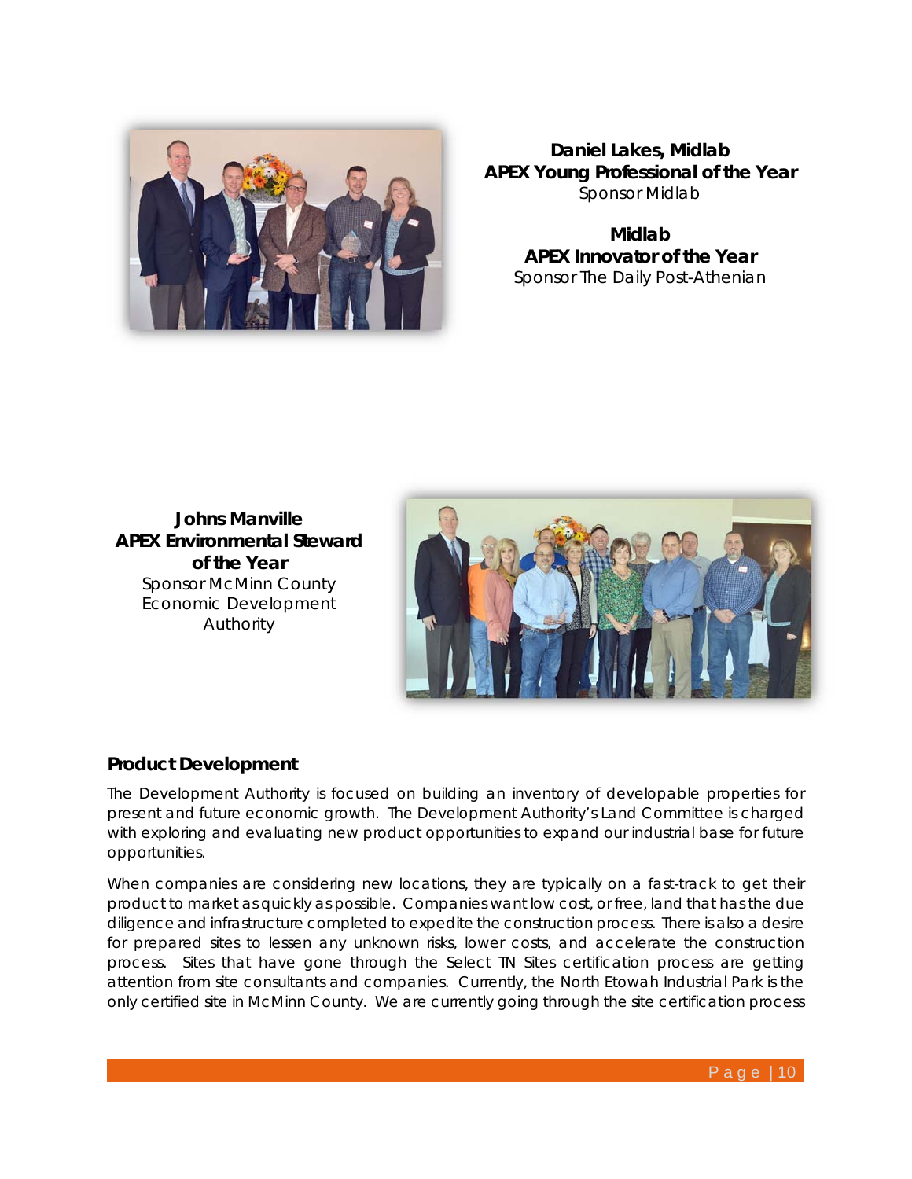**Daniel Lakes, Midlab**
**APEX Young Professional of the Year**
Sponsor Midlab

**Midlab**
**APEX Innovator of the Year**
Sponsor The Daily Post-Athenian

**Johns Manville**
**APEX Environmental Steward of the Year**
Sponsor McMinn County Economic Development Authority

## Product Development

The Development Authority is focused on building an inventory of developable properties for present and future economic growth. The Development Authority's Land Committee is charged with exploring and evaluating new product opportunities to expand our industrial base for future opportunities.

When companies are considering new locations, they are typically on a fast-track to get their product to market as quickly as possible. Companies want low cost, or free, land that has the due diligence and infrastructure completed to expedite the construction process. There is also a desire for prepared sites to lessen any unknown risks, lower costs, and accelerate the construction process. Sites that have gone through the Select TN Sites certification process are getting attention from site consultants and companies. Currently, the North Etowah Industrial Park is the only certified site in McMinn County. We are currently going through the site certification process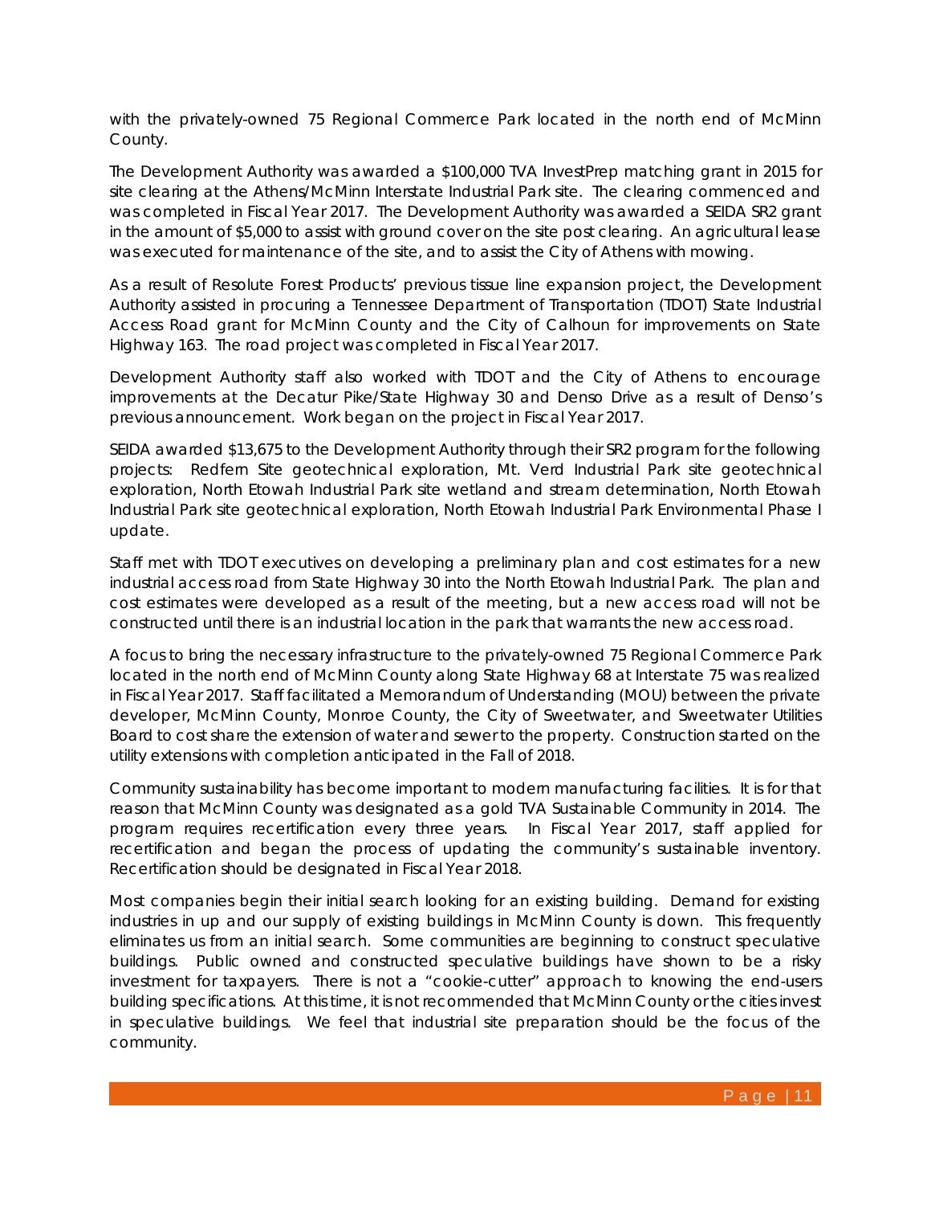with the privately-owned 75 Regional Commerce Park located in the north end of McMinn County.

The Development Authority was awarded a $100,000 TVA InvestPrep matching grant in 2015 for site clearing at the Athens/McMinn Interstate Industrial Park site. The clearing commenced and was completed in Fiscal Year 2017. The Development Authority was awarded a SEIDA SR2 grant in the amount of $5,000 to assist with ground cover on the site post clearing. An agricultural lease was executed for maintenance of the site, and to assist the City of Athens with mowing.

As a result of Resolute Forest Products' previous tissue line expansion project, the Development Authority assisted in procuring a Tennessee Department of Transportation (TDOT) State Industrial Access Road grant for McMinn County and the City of Calhoun for improvements on State Highway 163. The road project was completed in Fiscal Year 2017.

Development Authority staff also worked with TDOT and the City of Athens to encourage improvements at the Decatur Pike/State Highway 30 and Denso Drive as a result of Denso's previous announcement. Work began on the project in Fiscal Year 2017.

SEIDA awarded $13,675 to the Development Authority through their SR2 program for the following projects: Redfern Site geotechnical exploration, Mt. Verd Industrial Park site geotechnical exploration, North Etowah Industrial Park site wetland and stream determination, North Etowah Industrial Park site geotechnical exploration, North Etowah Industrial Park Environmental Phase I update.

Staff met with TDOT executives on developing a preliminary plan and cost estimates for a new industrial access road from State Highway 30 into the North Etowah Industrial Park. The plan and cost estimates were developed as a result of the meeting, but a new access road will not be constructed until there is an industrial location in the park that warrants the new access road.

A focus to bring the necessary infrastructure to the privately-owned 75 Regional Commerce Park located in the north end of McMinn County along State Highway 68 at Interstate 75 was realized in Fiscal Year 2017. Staff facilitated a Memorandum of Understanding (MOU) between the private developer, McMinn County, Monroe County, the City of Sweetwater, and Sweetwater Utilities Board to cost share the extension of water and sewer to the property. Construction started on the utility extensions with completion anticipated in the Fall of 2018.

Community sustainability has become important to modern manufacturing facilities. It is for that reason that McMinn County was designated as a gold TVA Sustainable Community in 2014. The program requires recertification every three years. In Fiscal Year 2017, staff applied for recertification and began the process of updating the community's sustainable inventory. Recertification should be designated in Fiscal Year 2018.

Most companies begin their initial search looking for an existing building. Demand for existing industries in up and our supply of existing buildings in McMinn County is down. This frequently eliminates us from an initial search. Some communities are beginning to construct speculative buildings. Public owned and constructed speculative buildings have shown to be a risky investment for taxpayers. There is not a "cookie-cutter" approach to knowing the end-users building specifications. At this time, it is not recommended that McMinn County or the cities invest in speculative buildings. We feel that industrial site preparation should be the focus of the community.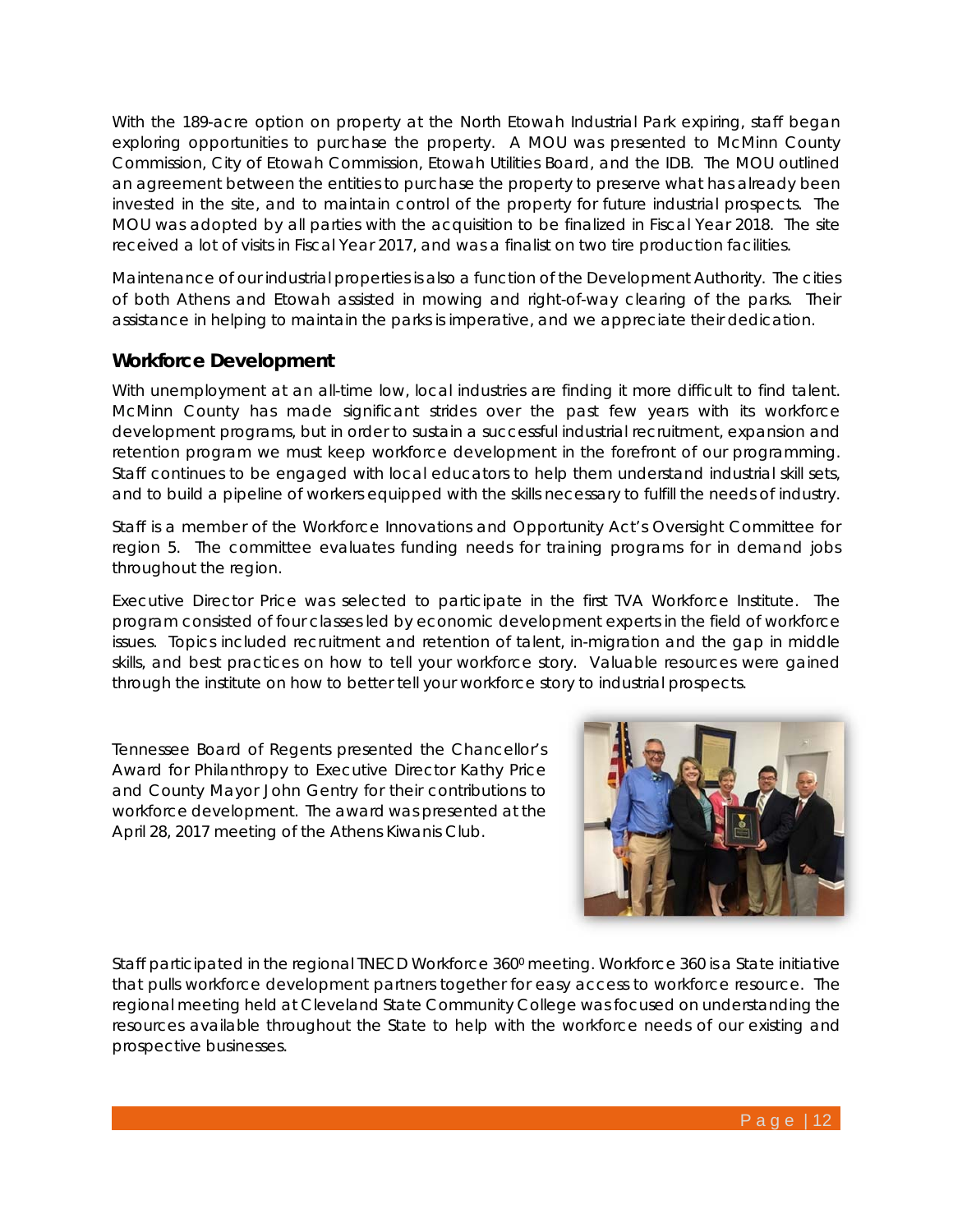With the 189-acre option on property at the North Etowah Industrial Park expiring, staff began exploring opportunities to purchase the property. A MOU was presented to McMinn County Commission, City of Etowah Commission, Etowah Utilities Board, and the IDB. The MOU outlined an agreement between the entities to purchase the property to preserve what has already been invested in the site, and to maintain control of the property for future industrial prospects. The MOU was adopted by all parties with the acquisition to be finalized in Fiscal Year 2018. The site received a lot of visits in Fiscal Year 2017, and was a finalist on two tire production facilities.

Maintenance of our industrial properties is also a function of the Development Authority. The cities of both Athens and Etowah assisted in mowing and right-of-way clearing of the parks. Their assistance in helping to maintain the parks is imperative, and we appreciate their dedication.

## Workforce Development

With unemployment at an all-time low, local industries are finding it more difficult to find talent. McMinn County has made significant strides over the past few years with its workforce development programs, but in order to sustain a successful industrial recruitment, expansion and retention program we must keep workforce development in the forefront of our programming. Staff continues to be engaged with local educators to help them understand industrial skill sets, and to build a pipeline of workers equipped with the skills necessary to fulfill the needs of industry.

Staff is a member of the Workforce Innovations and Opportunity Act's Oversight Committee for region 5. The committee evaluates funding needs for training programs for in demand jobs throughout the region.

Executive Director Price was selected to participate in the first TVA Workforce Institute. The program consisted of four classes led by economic development experts in the field of workforce issues. Topics included recruitment and retention of talent, in-migration and the gap in middle skills, and best practices on how to tell your workforce story. Valuable resources were gained through the institute on how to better tell your workforce story to industrial prospects.

Tennessee Board of Regents presented the Chancellor's Award for Philanthropy to Executive Director Kathy Price and County Mayor John Gentry for their contributions to workforce development. The award was presented at the April 28, 2017 meeting of the Athens Kiwanis Club.

Staff participated in the regional TNECD Workforce 360⁰ meeting. Workforce 360 is a State initiative that pulls workforce development partners together for easy access to workforce resource. The regional meeting held at Cleveland State Community College was focused on understanding the resources available throughout the State to help with the workforce needs of our existing and prospective businesses.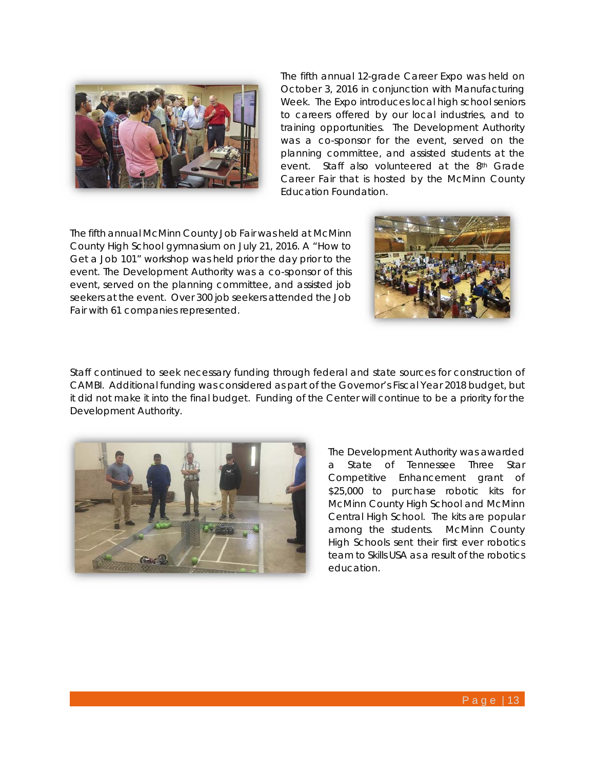The fifth annual 12-grade Career Expo was held on October 3, 2016 in conjunction with Manufacturing Week. The Expo introduces local high school seniors to careers offered by our local industries, and to training opportunities. The Development Authority was a co-sponsor for the event, served on the planning committee, and assisted students at the event. Staff also volunteered at the 8th Grade Career Fair that is hosted by the McMinn County Education Foundation.

The fifth annual McMinn County Job Fair was held at McMinn County High School gymnasium on July 21, 2016. A "How to Get a Job 101" workshop was held prior the day prior to the event. The Development Authority was a co-sponsor of this event, served on the planning committee, and assisted job seekers at the event. Over 300 job seekers attended the Job Fair with 61 companies represented.

Staff continued to seek necessary funding through federal and state sources for construction of CAMBI. Additional funding was considered as part of the Governor's Fiscal Year 2018 budget, but it did not make it into the final budget. Funding of the Center will continue to be a priority for the Development Authority.

The Development Authority was awarded a State of Tennessee Three Star Competitive Enhancement grant of $25,000 to purchase robotic kits for McMinn County High School and McMinn Central High School. The kits are popular among the students. McMinn County High Schools sent their first ever robotics team to Skills USA as a result of the robotics education.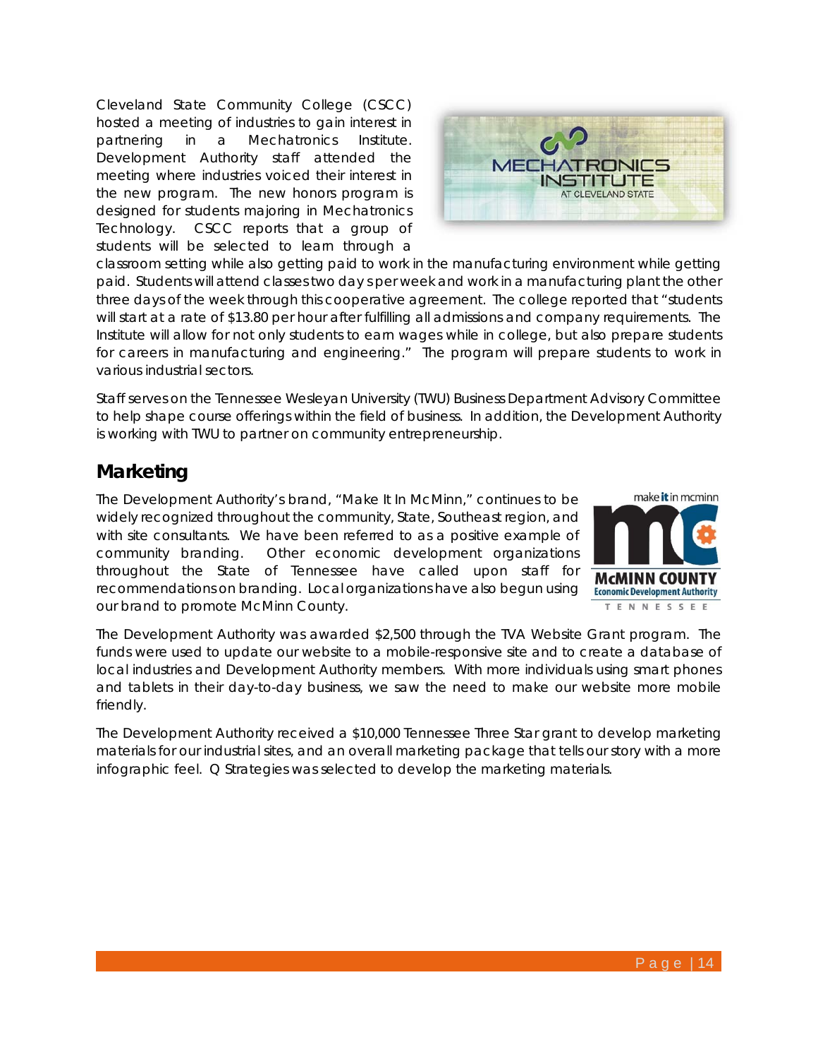Cleveland State Community College (CSCC) hosted a meeting of industries to gain interest in partnering in a Mechatronics Institute. Development Authority staff attended the meeting where industries voiced their interest in the new program. The new honors program is designed for students majoring in Mechatronics Technology. CSCC reports that a group of students will be selected to learn through a classroom setting while also getting paid to work in the manufacturing environment while getting paid. Students will attend classes two days per week and work in a manufacturing plant the other three days of the week through this cooperative agreement. The college reported that "students will start at a rate of $13.80 per hour after fulfilling all admissions and company requirements. The Institute will allow for not only students to earn wages while in college, but also prepare students for careers in manufacturing and engineering." The program will prepare students to work in various industrial sectors.

Staff serves on the Tennessee Wesleyan University (TWU) Business Department Advisory Committee to help shape course offerings within the field of business. In addition, the Development Authority is working with TWU to partner on community entrepreneurship.

## Marketing

The Development Authority's brand, "Make It In McMinn," continues to be widely recognized throughout the community, State, Southeast region, and with site consultants. We have been referred to as a positive example of community branding. Other economic development organizations throughout the State of Tennessee have called upon staff for recommendations on branding. Local organizations have also begun using our brand to promote McMinn County.

The Development Authority was awarded $2,500 through the TVA Website Grant program. The funds were used to update our website to a mobile-responsive site and to create a database of local industries and Development Authority members. With more individuals using smart phones and tablets in their day-to-day business, we saw the need to make our website more mobile friendly.

The Development Authority received a $10,000 Tennessee Three Star grant to develop marketing materials for our industrial sites, and an overall marketing package that tells our story with a more infographic feel. Q Strategies was selected to develop the marketing materials.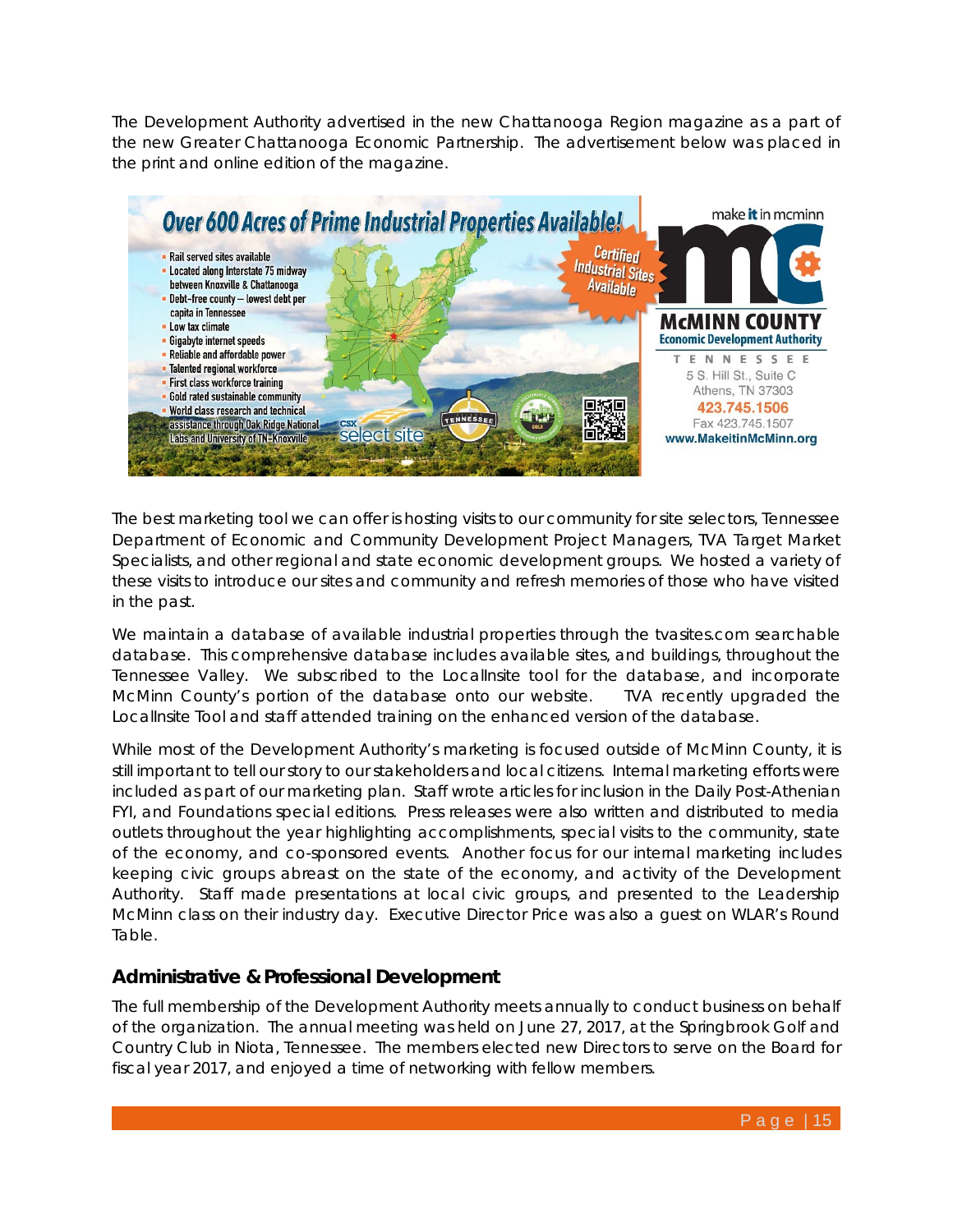The Development Authority advertised in the new Chattanooga Region magazine as a part of the new Greater Chattanooga Economic Partnership. The advertisement below was placed in the print and online edition of the magazine.

**Over 600 Acres of Prime Industrial Properties Available!**

- Rail served sites available
- Located along Interstate 75 midway between Knoxville & Chattanooga
- Debt-free county – lowest debt per capita in Tennessee
- Low tax climate
- Gigabyte internet speeds
- Reliable and affordable power
- Talented regional workforce
- First class workforce training
- Gold rated sustainable community
- World class research and technical assistance through Oak Ridge National Labs and University of TN-Knoxville

Certified Industrial Sites Available

CSX select site

make it in mcminn

**McMINN COUNTY**
Economic Development Authority
TENNESSEE
5 S. Hill St., Suite C
Athens, TN 37303
423.745.1506
Fax 423.745.1507
www.MakeitinMcMinn.org

The best marketing tool we can offer is hosting visits to our community for site selectors, Tennessee Department of Economic and Community Development Project Managers, TVA Target Market Specialists, and other regional and state economic development groups. We hosted a variety of these visits to introduce our sites and community and refresh memories of those who have visited in the past.

We maintain a database of available industrial properties through the tvasites.com searchable database. This comprehensive database includes available sites, and buildings, throughout the Tennessee Valley. We subscribed to the LocalInsite tool for the database, and incorporate McMinn County's portion of the database onto our website. TVA recently upgraded the LocalInsite Tool and staff attended training on the enhanced version of the database.

While most of the Development Authority's marketing is focused outside of McMinn County, it is still important to tell our story to our stakeholders and local citizens. Internal marketing efforts were included as part of our marketing plan. Staff wrote articles for inclusion in the Daily Post-Athenian FYI, and Foundations special editions. Press releases were also written and distributed to media outlets throughout the year highlighting accomplishments, special visits to the community, state of the economy, and co-sponsored events. Another focus for our internal marketing includes keeping civic groups abreast on the state of the economy, and activity of the Development Authority. Staff made presentations at local civic groups, and presented to the Leadership McMinn class on their industry day. Executive Director Price was also a guest on WLAR's Round Table.

## Administrative & Professional Development

The full membership of the Development Authority meets annually to conduct business on behalf of the organization. The annual meeting was held on June 27, 2017, at the Springbrook Golf and Country Club in Niota, Tennessee. The members elected new Directors to serve on the Board for fiscal year 2017, and enjoyed a time of networking with fellow members.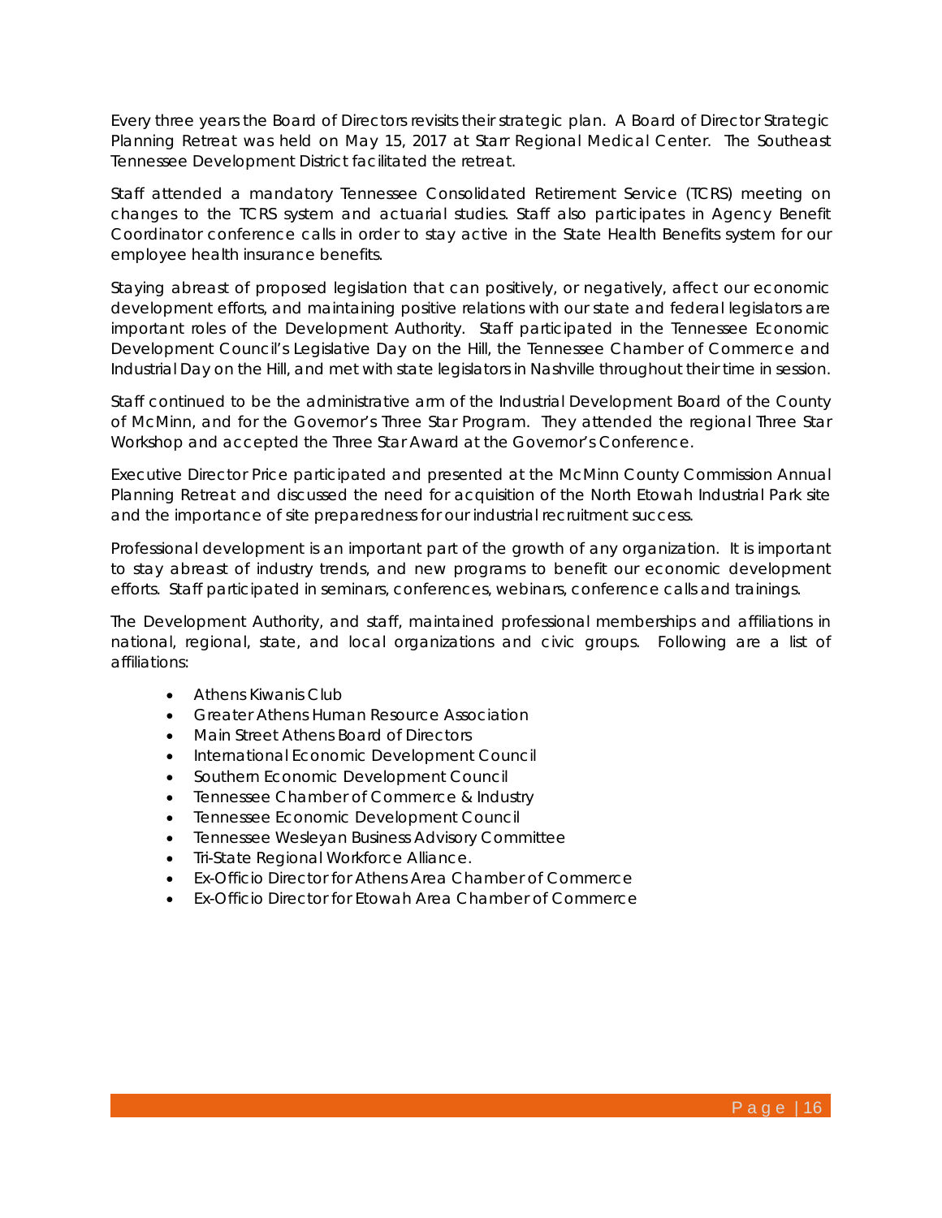Every three years the Board of Directors revisits their strategic plan. A Board of Director Strategic Planning Retreat was held on May 15, 2017 at Starr Regional Medical Center. The Southeast Tennessee Development District facilitated the retreat.

Staff attended a mandatory Tennessee Consolidated Retirement Service (TCRS) meeting on changes to the TCRS system and actuarial studies. Staff also participates in Agency Benefit Coordinator conference calls in order to stay active in the State Health Benefits system for our employee health insurance benefits.

Staying abreast of proposed legislation that can positively, or negatively, affect our economic development efforts, and maintaining positive relations with our state and federal legislators are important roles of the Development Authority. Staff participated in the Tennessee Economic Development Council's Legislative Day on the Hill, the Tennessee Chamber of Commerce and Industrial Day on the Hill, and met with state legislators in Nashville throughout their time in session.

Staff continued to be the administrative arm of the Industrial Development Board of the County of McMinn, and for the Governor's Three Star Program. They attended the regional Three Star Workshop and accepted the Three Star Award at the Governor's Conference.

Executive Director Price participated and presented at the McMinn County Commission Annual Planning Retreat and discussed the need for acquisition of the North Etowah Industrial Park site and the importance of site preparedness for our industrial recruitment success.

Professional development is an important part of the growth of any organization. It is important to stay abreast of industry trends, and new programs to benefit our economic development efforts. Staff participated in seminars, conferences, webinars, conference calls and trainings.

The Development Authority, and staff, maintained professional memberships and affiliations in national, regional, state, and local organizations and civic groups. Following are a list of affiliations:

- Athens Kiwanis Club
- Greater Athens Human Resource Association
- Main Street Athens Board of Directors
- International Economic Development Council
- Southern Economic Development Council
- Tennessee Chamber of Commerce & Industry
- Tennessee Economic Development Council
- Tennessee Wesleyan Business Advisory Committee
- Tri-State Regional Workforce Alliance.
- Ex-Officio Director for Athens Area Chamber of Commerce
- Ex-Officio Director for Etowah Area Chamber of Commerce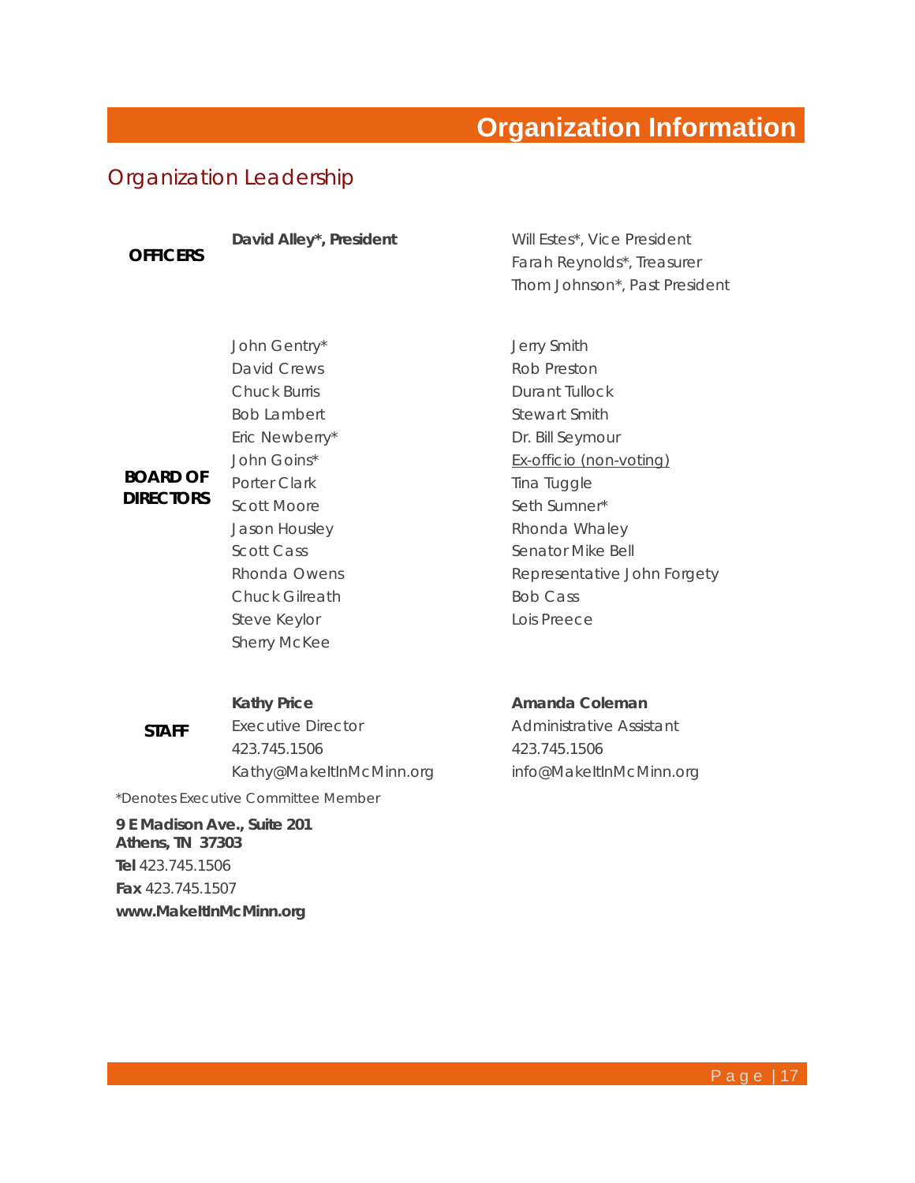# Organization Information

## Organization Leadership

**OFFICERS**

**David Alley*, President**

Will Estes*, Vice President
Farah Reynolds*, Treasurer
Thom Johnson*, Past President

**BOARD OF DIRECTORS**

John Gentry*
David Crews
Chuck Burris
Bob Lambert
Eric Newberry*
John Goins*
Porter Clark
Scott Moore
Jason Housley
Scott Cass
Rhonda Owens
Chuck Gilreath
Steve Keylor
Sherry McKee

Jerry Smith
Rob Preston
Durant Tullock
Stewart Smith
Dr. Bill Seymour

Ex-officio (non-voting)

Tina Tuggle
Seth Sumner*
Rhonda Whaley
Senator Mike Bell
Representative John Forgety
Bob Cass
Lois Preece

**STAFF**

**Kathy Price**
Executive Director
423.745.1506
Kathy@MakeItInMcMinn.org

**Amanda Coleman**
Administrative Assistant
423.745.1506
info@MakeItInMcMinn.org

*Denotes Executive Committee Member

**9 E Madison Ave., Suite 201**
**Athens, TN 37303**
**Tel** 423.745.1506
**Fax** 423.745.1507
**www.MakeItInMcMinn.org**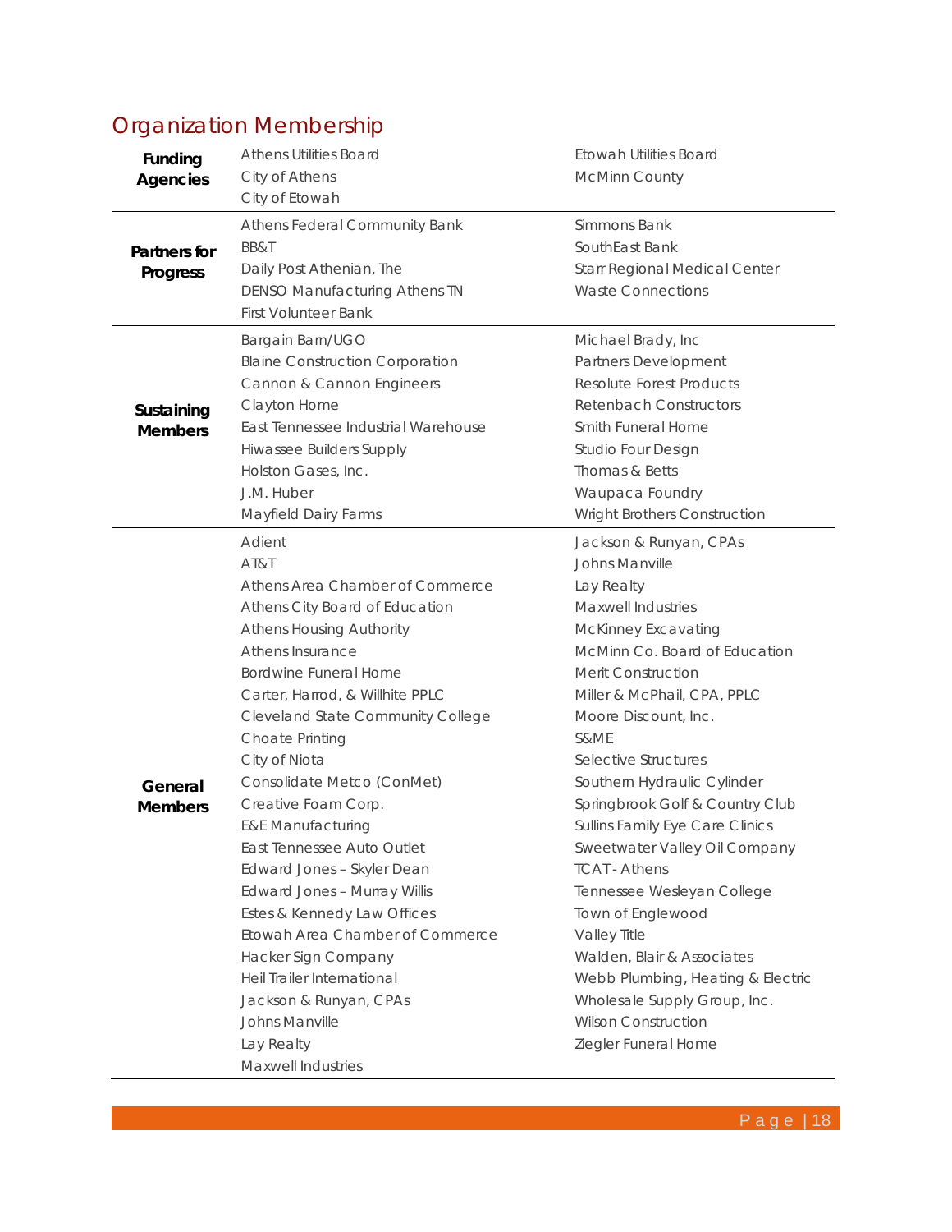## Organization Membership

| | | |
|---|---|---|
| **Funding Agencies** | Athens Utilities Board<br>City of Athens<br>City of Etowah | Etowah Utilities Board<br>McMinn County |
| **Partners for Progress** | Athens Federal Community Bank<br>BB&T<br>Daily Post Athenian, The<br>DENSO Manufacturing Athens TN<br>First Volunteer Bank | Simmons Bank<br>SouthEast Bank<br>Starr Regional Medical Center<br>Waste Connections |
| **Sustaining Members** | Bargain Barn/UGO<br>Blaine Construction Corporation<br>Cannon & Cannon Engineers<br>Clayton Home<br>East Tennessee Industrial Warehouse<br>Hiwassee Builders Supply<br>Holston Gases, Inc.<br>J.M. Huber<br>Mayfield Dairy Farms | Michael Brady, Inc<br>Partners Development<br>Resolute Forest Products<br>Retenbach Constructors<br>Smith Funeral Home<br>Studio Four Design<br>Thomas & Betts<br>Waupaca Foundry<br>Wright Brothers Construction |
| **General Members** | Adient<br>AT&T<br>Athens Area Chamber of Commerce<br>Athens City Board of Education<br>Athens Housing Authority<br>Athens Insurance<br>Bordwine Funeral Home<br>Carter, Harrod, & Willhite PPLC<br>Cleveland State Community College<br>Choate Printing<br>City of Niota<br>Consolidate Metco (ConMet)<br>Creative Foam Corp.<br>E&E Manufacturing<br>East Tennessee Auto Outlet<br>Edward Jones – Skyler Dean<br>Edward Jones – Murray Willis<br>Estes & Kennedy Law Offices<br>Etowah Area Chamber of Commerce<br>Hacker Sign Company<br>Heil Trailer International<br>Jackson & Runyan, CPAs<br>Johns Manville<br>Lay Realty<br>Maxwell Industries | Jackson & Runyan, CPAs<br>Johns Manville<br>Lay Realty<br>Maxwell Industries<br>McKinney Excavating<br>McMinn Co. Board of Education<br>Merit Construction<br>Miller & McPhail, CPA, PPLC<br>Moore Discount, Inc.<br>S&ME<br>Selective Structures<br>Southern Hydraulic Cylinder<br>Springbrook Golf & Country Club<br>Sullins Family Eye Care Clinics<br>Sweetwater Valley Oil Company<br>TCAT- Athens<br>Tennessee Wesleyan College<br>Town of Englewood<br>Valley Title<br>Walden, Blair & Associates<br>Webb Plumbing, Heating & Electric<br>Wholesale Supply Group, Inc.<br>Wilson Construction<br>Ziegler Funeral Home |